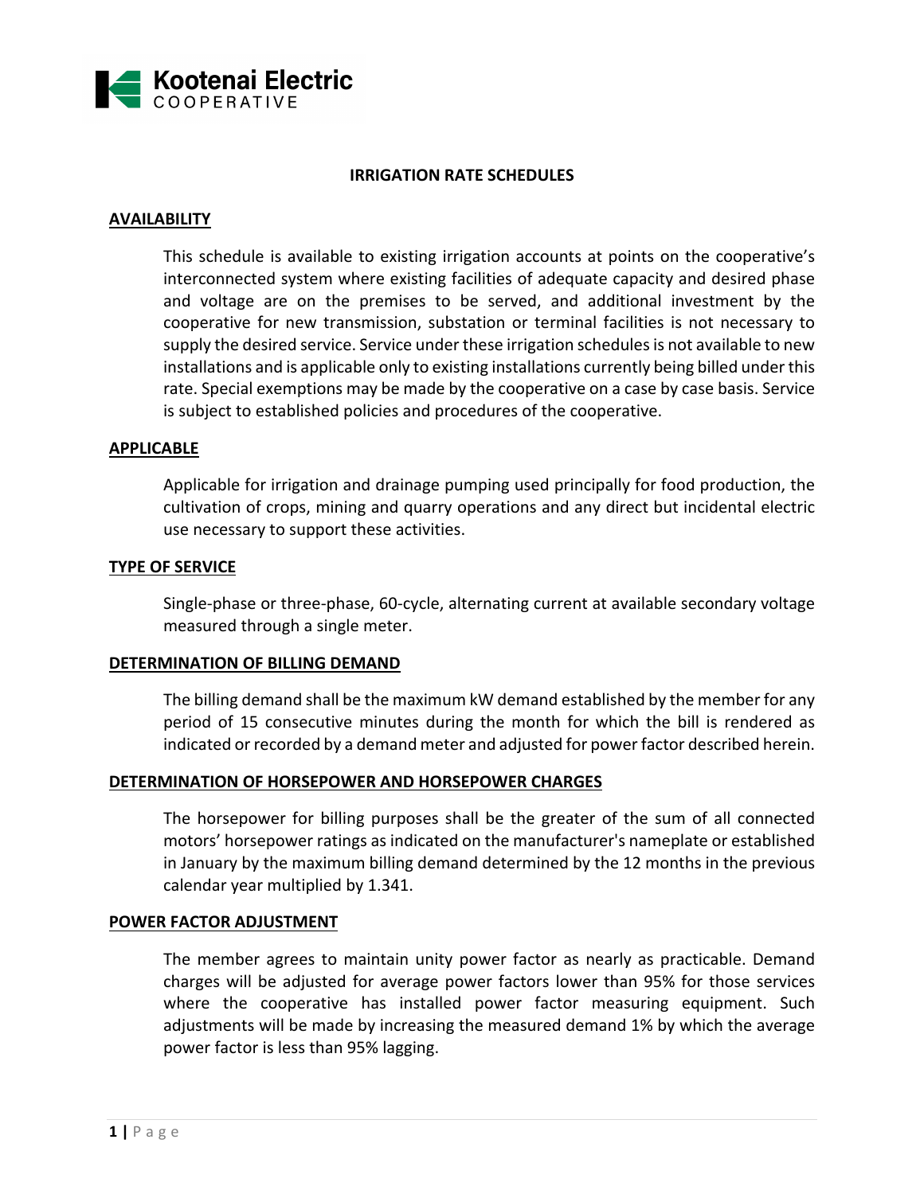Kootenai Electric COOPERATIVE

# IRRIGATION RATE SCHEDULES

## AVAILABILITY

This schedule is available to existing irrigation accounts at points on the cooperative's interconnected system where existing facilities of adequate capacity and desired phase and voltage are on the premises to be served, and additional investment by the cooperative for new transmission, substation or terminal facilities is not necessary to supply the desired service. Service under these irrigation schedules is not available to new installations and is applicable only to existing installations currently being billed under this rate. Special exemptions may be made by the cooperative on a case by case basis. Service is subject to established policies and procedures of the cooperative.

## APPLICABLE

Applicable for irrigation and drainage pumping used principally for food production, the cultivation of crops, mining and quarry operations and any direct but incidental electric use necessary to support these activities.

## TYPE OF SERVICE

Single-phase or three-phase, 60-cycle, alternating current at available secondary voltage measured through a single meter.

## DETERMINATION OF BILLING DEMAND

The billing demand shall be the maximum kW demand established by the member for any period of 15 consecutive minutes during the month for which the bill is rendered as indicated or recorded by a demand meter and adjusted for power factor described herein.

## DETERMINATION OF HORSEPOWER AND HORSEPOWER CHARGES

The horsepower for billing purposes shall be the greater of the sum of all connected motors' horsepower ratings as indicated on the manufacturer's nameplate or established in January by the maximum billing demand determined by the 12 months in the previous calendar year multiplied by 1.341.

## POWER FACTOR ADJUSTMENT

The member agrees to maintain unity power factor as nearly as practicable. Demand charges will be adjusted for average power factors lower than 95% for those services where the cooperative has installed power factor measuring equipment. Such adjustments will be made by increasing the measured demand 1% by which the average power factor is less than 95% lagging.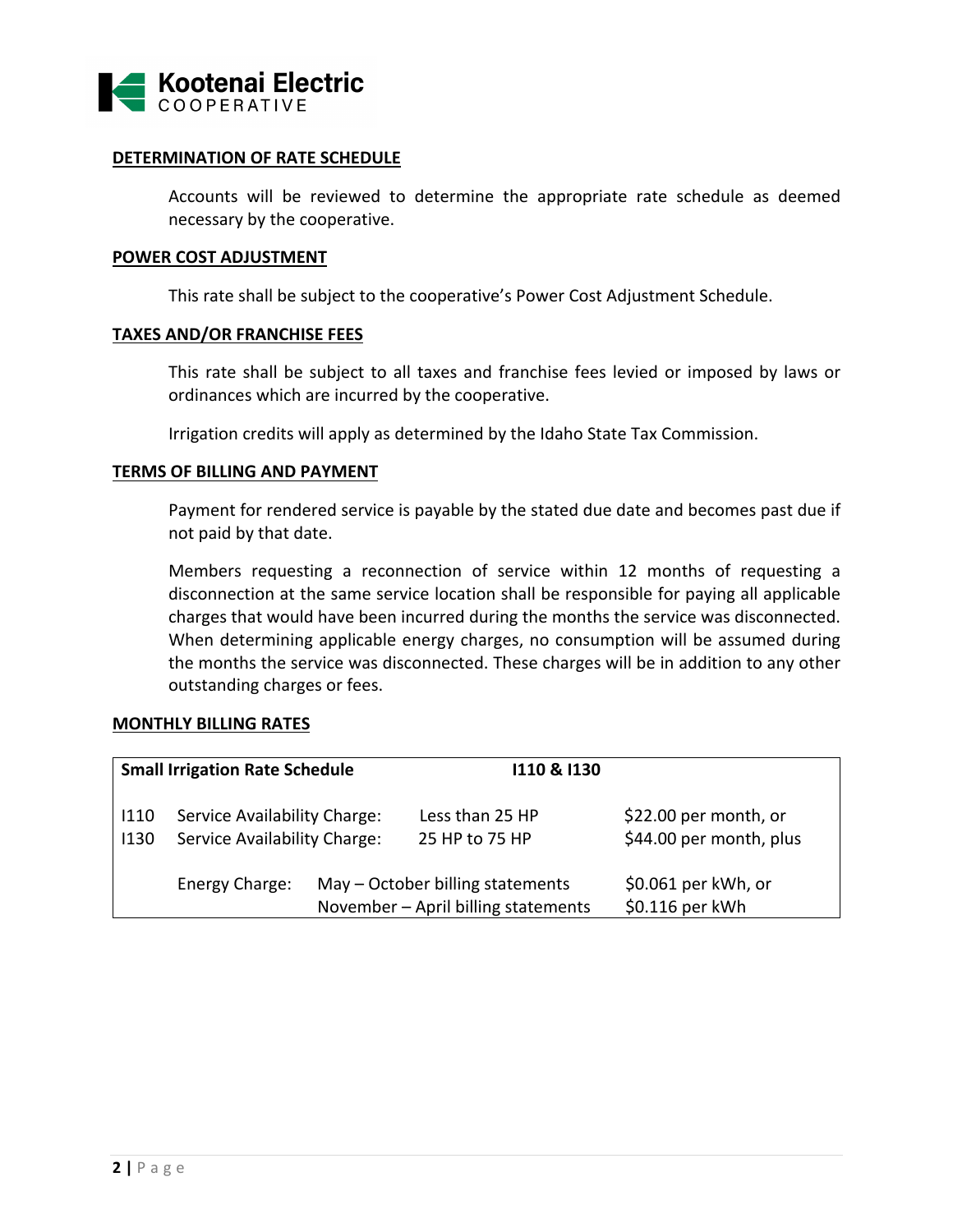**Kootenai Electric**
COOPERATIVE

## DETERMINATION OF RATE SCHEDULE

Accounts will be reviewed to determine the appropriate rate schedule as deemed necessary by the cooperative.

## POWER COST ADJUSTMENT

This rate shall be subject to the cooperative's Power Cost Adjustment Schedule.

## TAXES AND/OR FRANCHISE FEES

This rate shall be subject to all taxes and franchise fees levied or imposed by laws or ordinances which are incurred by the cooperative.

Irrigation credits will apply as determined by the Idaho State Tax Commission.

## TERMS OF BILLING AND PAYMENT

Payment for rendered service is payable by the stated due date and becomes past due if not paid by that date.

Members requesting a reconnection of service within 12 months of requesting a disconnection at the same service location shall be responsible for paying all applicable charges that would have been incurred during the months the service was disconnected. When determining applicable energy charges, no consumption will be assumed during the months the service was disconnected. These charges will be in addition to any other outstanding charges or fees.

## MONTHLY BILLING RATES

| **Small Irrigation Rate Schedule** | | **I110 & I130** | |
|---|---|---|---|
| I110 | Service Availability Charge: | Less than 25 HP | $22.00 per month, or |
| I130 | Service Availability Charge: | 25 HP to 75 HP | $44.00 per month, plus |
| | Energy Charge: | May – October billing statements | $0.061 per kWh, or |
| | | November – April billing statements | $0.116 per kWh |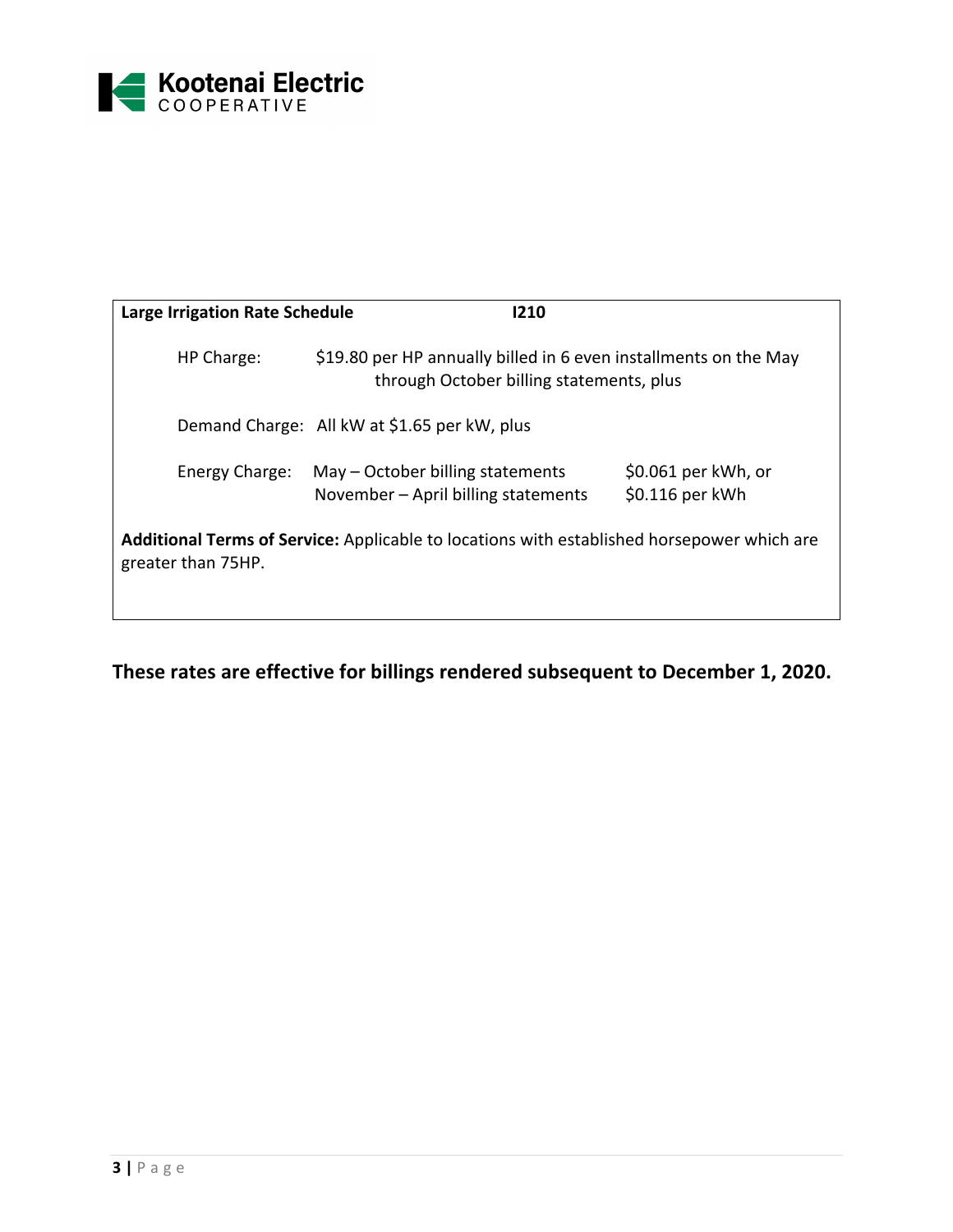Kootenai Electric COOPERATIVE

**Large Irrigation Rate Schedule** **I210**

HP Charge: $19.80 per HP annually billed in 6 even installments on the May through October billing statements, plus

Demand Charge: All kW at $1.65 per kW, plus

| | | |
|---|---|---|
| Energy Charge: | May – October billing statements | $0.061 per kWh, or |
| | November – April billing statements | $0.116 per kWh |

**Additional Terms of Service:** Applicable to locations with established horsepower which are greater than 75HP.

**These rates are effective for billings rendered subsequent to December 1, 2020.**